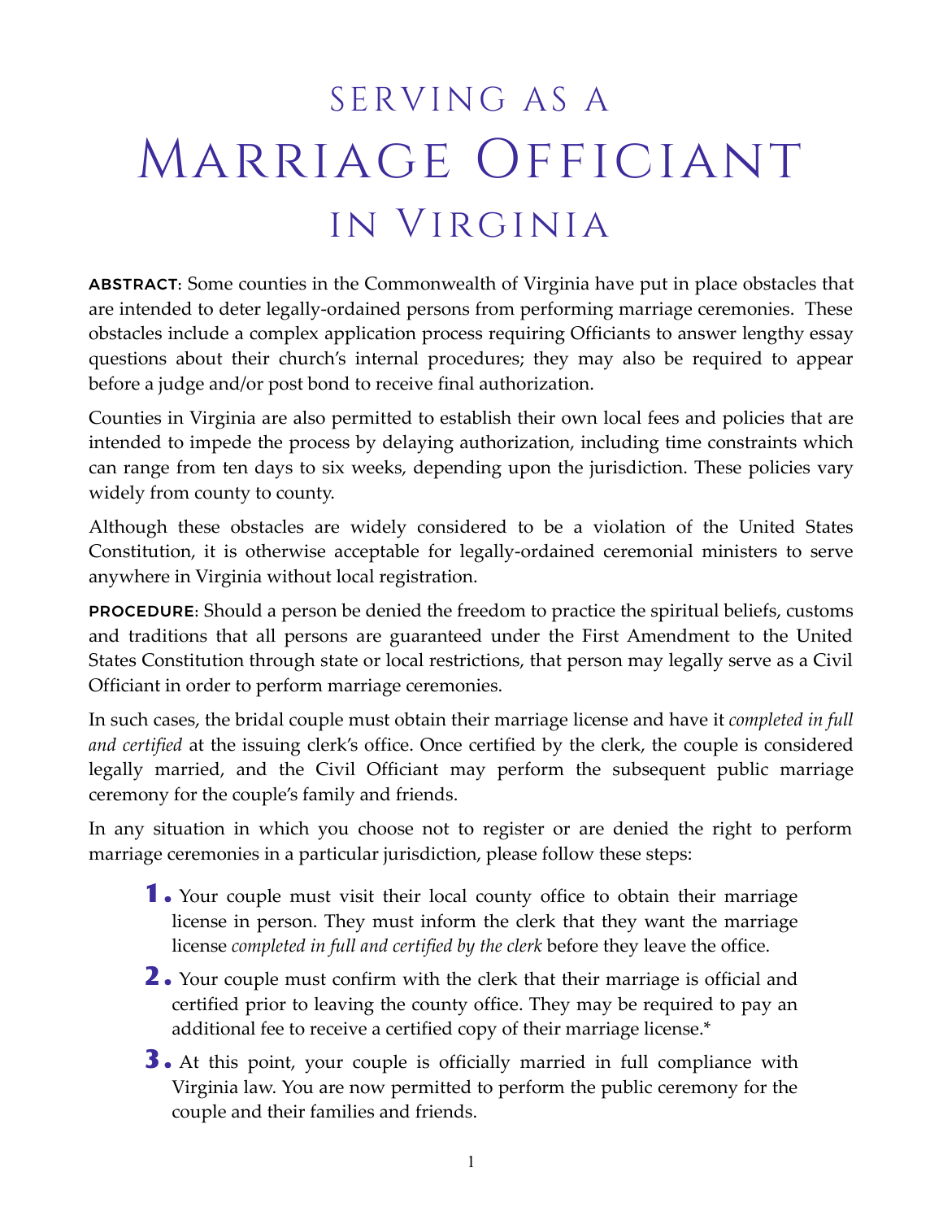# Serving as a Marriage Officiant in Virginia

**ABSTRACT**: Some counties in the Commonwealth of Virginia have put in place obstacles that are intended to deter legally-ordained persons from performing marriage ceremonies. These obstacles include a complex application process requiring Officiants to answer lengthy essay questions about their church's internal procedures; they may also be required to appear before a judge and/or post bond to receive final authorization.

Counties in Virginia are also permitted to establish their own local fees and policies that are intended to impede the process by delaying authorization, including time constraints which can range from ten days to six weeks, depending upon the jurisdiction. These policies vary widely from county to county.

Although these obstacles are widely considered to be a violation of the United States Constitution, it is otherwise acceptable for legally-ordained ceremonial ministers to serve anywhere in Virginia without local registration.

**PROCEDURE**: Should a person be denied the freedom to practice the spiritual beliefs, customs and traditions that all persons are guaranteed under the First Amendment to the United States Constitution through state or local restrictions, that person may legally serve as a Civil Officiant in order to perform marriage ceremonies.

In such cases, the bridal couple must obtain their marriage license and have it *completed in full and certified* at the issuing clerk's office. Once certified by the clerk, the couple is considered legally married, and the Civil Officiant may perform the subsequent public marriage ceremony for the couple's family and friends.

In any situation in which you choose not to register or are denied the right to perform marriage ceremonies in a particular jurisdiction, please follow these steps:

1. Your couple must visit their local county office to obtain their marriage license in person. They must inform the clerk that they want the marriage license *completed in full and certified by the clerk* before they leave the office.
2. Your couple must confirm with the clerk that their marriage is official and certified prior to leaving the county office. They may be required to pay an additional fee to receive a certified copy of their marriage license.*
3. At this point, your couple is officially married in full compliance with Virginia law. You are now permitted to perform the public ceremony for the couple and their families and friends.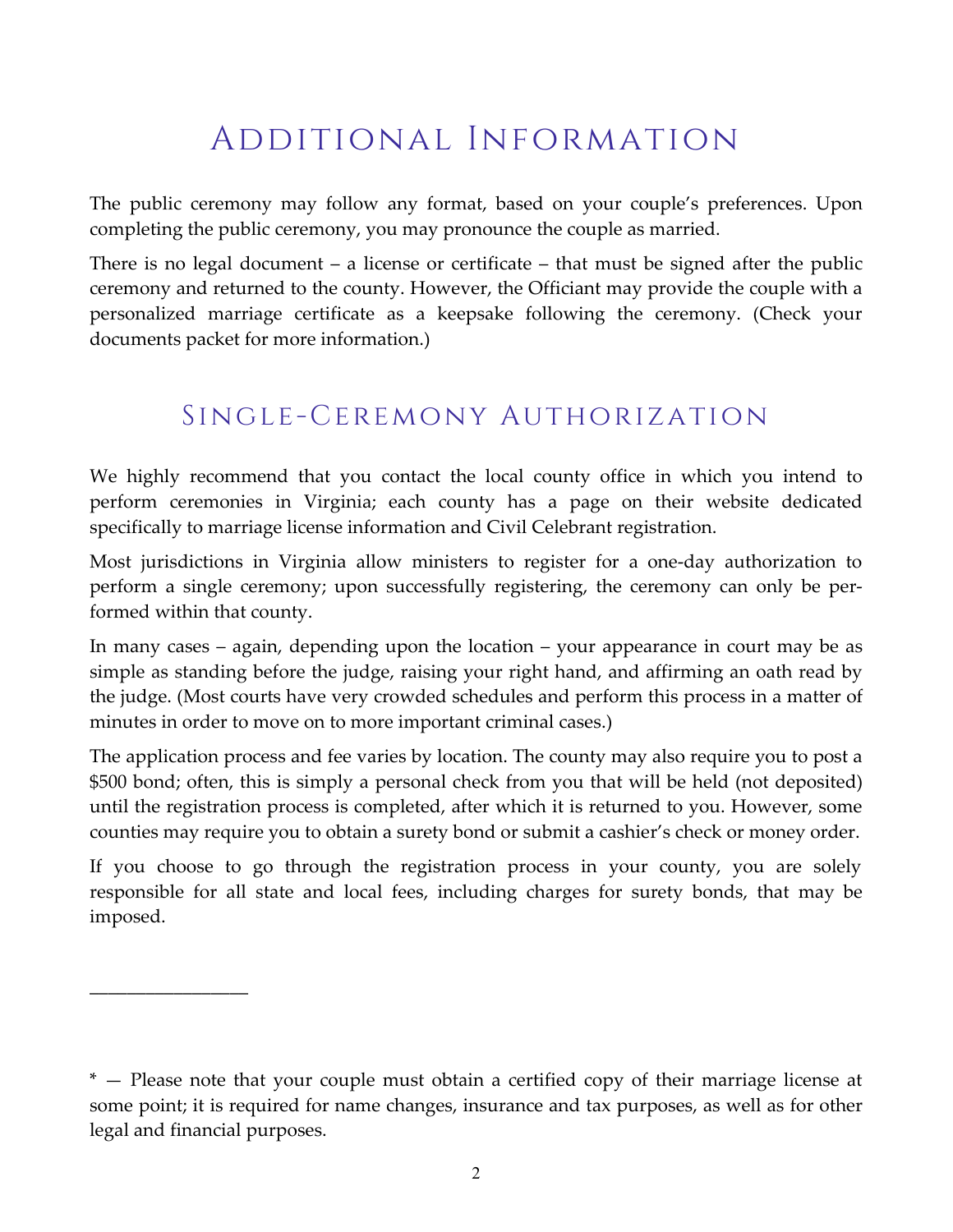# Additional Information

The public ceremony may follow any format, based on your couple's preferences. Upon completing the public ceremony, you may pronounce the couple as married.

There is no legal document – a license or certificate – that must be signed after the public ceremony and returned to the county. However, the Officiant may provide the couple with a personalized marriage certificate as a keepsake following the ceremony. (Check your documents packet for more information.)

# Single-Ceremony Authorization

We highly recommend that you contact the local county office in which you intend to perform ceremonies in Virginia; each county has a page on their website dedicated specifically to marriage license information and Civil Celebrant registration.

Most jurisdictions in Virginia allow ministers to register for a one-day authorization to perform a single ceremony; upon successfully registering, the ceremony can only be performed within that county.

In many cases – again, depending upon the location – your appearance in court may be as simple as standing before the judge, raising your right hand, and affirming an oath read by the judge. (Most courts have very crowded schedules and perform this process in a matter of minutes in order to move on to more important criminal cases.)

The application process and fee varies by location. The county may also require you to post a $500 bond; often, this is simply a personal check from you that will be held (not deposited) until the registration process is completed, after which it is returned to you. However, some counties may require you to obtain a surety bond or submit a cashier's check or money order.

If you choose to go through the registration process in your county, you are solely responsible for all state and local fees, including charges for surety bonds, that may be imposed.

---

* — Please note that your couple must obtain a certified copy of their marriage license at some point; it is required for name changes, insurance and tax purposes, as well as for other legal and financial purposes.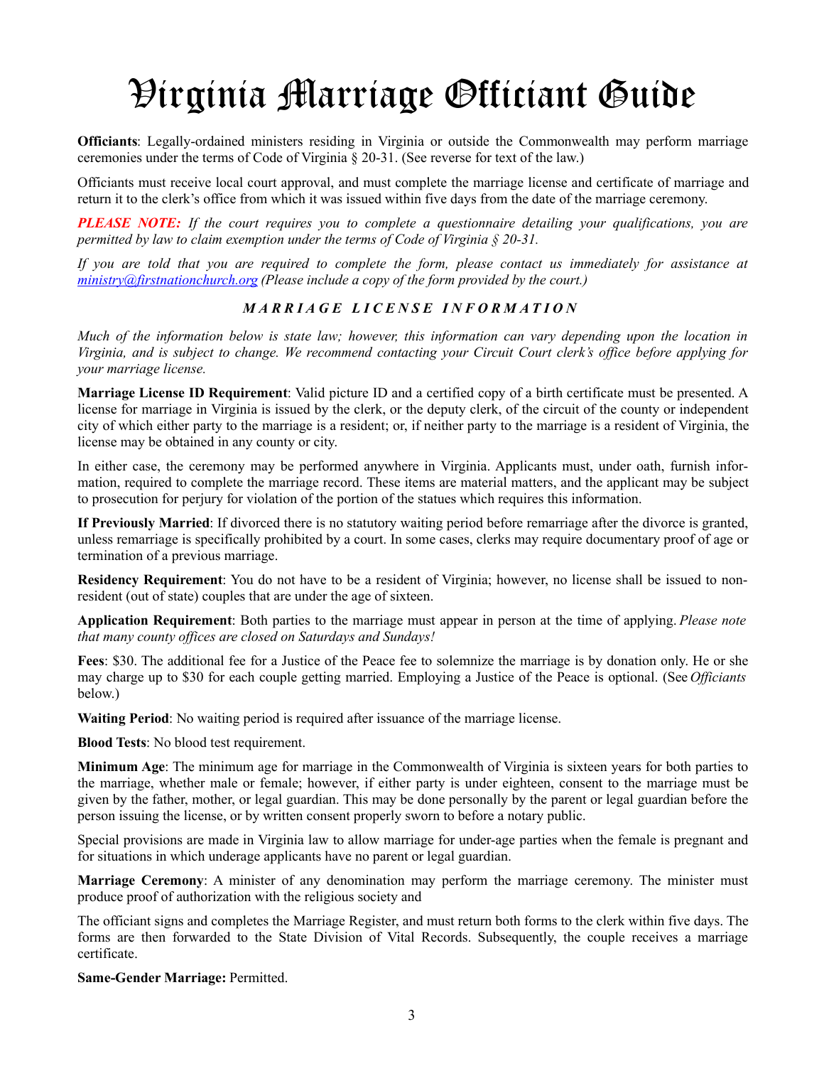# Virginia Marriage Officiant Guide

**Officiants**: Legally-ordained ministers residing in Virginia or outside the Commonwealth may perform marriage ceremonies under the terms of Code of Virginia § 20-31. (See reverse for text of the law.)

Officiants must receive local court approval, and must complete the marriage license and certificate of marriage and return it to the clerk's office from which it was issued within five days from the date of the marriage ceremony.

***PLEASE NOTE:*** *If the court requires you to complete a questionnaire detailing your qualifications, you are permitted by law to claim exemption under the terms of Code of Virginia § 20-31.*

*If you are told that you are required to complete the form, please contact us immediately for assistance at ministry@firstnationchurch.org (Please include a copy of the form provided by the court.)*

***MARRIAGE LICENSE INFORMATION***

*Much of the information below is state law; however, this information can vary depending upon the location in Virginia, and is subject to change. We recommend contacting your Circuit Court clerk's office before applying for your marriage license.*

**Marriage License ID Requirement**: Valid picture ID and a certified copy of a birth certificate must be presented. A license for marriage in Virginia is issued by the clerk, or the deputy clerk, of the circuit of the county or independent city of which either party to the marriage is a resident; or, if neither party to the marriage is a resident of Virginia, the license may be obtained in any county or city.

In either case, the ceremony may be performed anywhere in Virginia. Applicants must, under oath, furnish information, required to complete the marriage record. These items are material matters, and the applicant may be subject to prosecution for perjury for violation of the portion of the statues which requires this information.

**If Previously Married**: If divorced there is no statutory waiting period before remarriage after the divorce is granted, unless remarriage is specifically prohibited by a court. In some cases, clerks may require documentary proof of age or termination of a previous marriage.

**Residency Requirement**: You do not have to be a resident of Virginia; however, no license shall be issued to non-resident (out of state) couples that are under the age of sixteen.

**Application Requirement**: Both parties to the marriage must appear in person at the time of applying. *Please note that many county offices are closed on Saturdays and Sundays!*

**Fees**: $30. The additional fee for a Justice of the Peace fee to solemnize the marriage is by donation only. He or she may charge up to $30 for each couple getting married. Employing a Justice of the Peace is optional. (See *Officiants* below.)

**Waiting Period**: No waiting period is required after issuance of the marriage license.

**Blood Tests**: No blood test requirement.

**Minimum Age**: The minimum age for marriage in the Commonwealth of Virginia is sixteen years for both parties to the marriage, whether male or female; however, if either party is under eighteen, consent to the marriage must be given by the father, mother, or legal guardian. This may be done personally by the parent or legal guardian before the person issuing the license, or by written consent properly sworn to before a notary public.

Special provisions are made in Virginia law to allow marriage for under-age parties when the female is pregnant and for situations in which underage applicants have no parent or legal guardian.

**Marriage Ceremony**: A minister of any denomination may perform the marriage ceremony. The minister must produce proof of authorization with the religious society and

The officiant signs and completes the Marriage Register, and must return both forms to the clerk within five days. The forms are then forwarded to the State Division of Vital Records. Subsequently, the couple receives a marriage certificate.

**Same-Gender Marriage:** Permitted.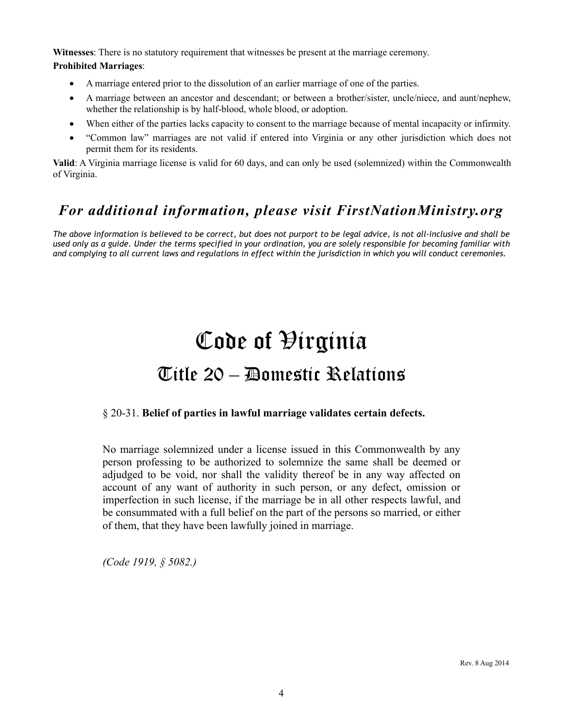**Witnesses**: There is no statutory requirement that witnesses be present at the marriage ceremony.

**Prohibited Marriages**:

- A marriage entered prior to the dissolution of an earlier marriage of one of the parties.
- A marriage between an ancestor and descendant; or between a brother/sister, uncle/niece, and aunt/nephew, whether the relationship is by half-blood, whole blood, or adoption.
- When either of the parties lacks capacity to consent to the marriage because of mental incapacity or infirmity.
- "Common law" marriages are not valid if entered into Virginia or any other jurisdiction which does not permit them for its residents.

**Valid**: A Virginia marriage license is valid for 60 days, and can only be used (solemnized) within the Commonwealth of Virginia.

## *For additional information, please visit FirstNationMinistry.org*

*The above information is believed to be correct, but does not purport to be legal advice, is not all-inclusive and shall be used only as a guide. Under the terms specified in your ordination, you are solely responsible for becoming familiar with and complying to all current laws and regulations in effect within the jurisdiction in which you will conduct ceremonies.*

# Code of Virginia

## Title 20 – Domestic Relations

§ 20-31. **Belief of parties in lawful marriage validates certain defects.**

No marriage solemnized under a license issued in this Commonwealth by any person professing to be authorized to solemnize the same shall be deemed or adjudged to be void, nor shall the validity thereof be in any way affected on account of any want of authority in such person, or any defect, omission or imperfection in such license, if the marriage be in all other respects lawful, and be consummated with a full belief on the part of the persons so married, or either of them, that they have been lawfully joined in marriage.

*(Code 1919, § 5082.)*

Rev. 8 Aug 2014